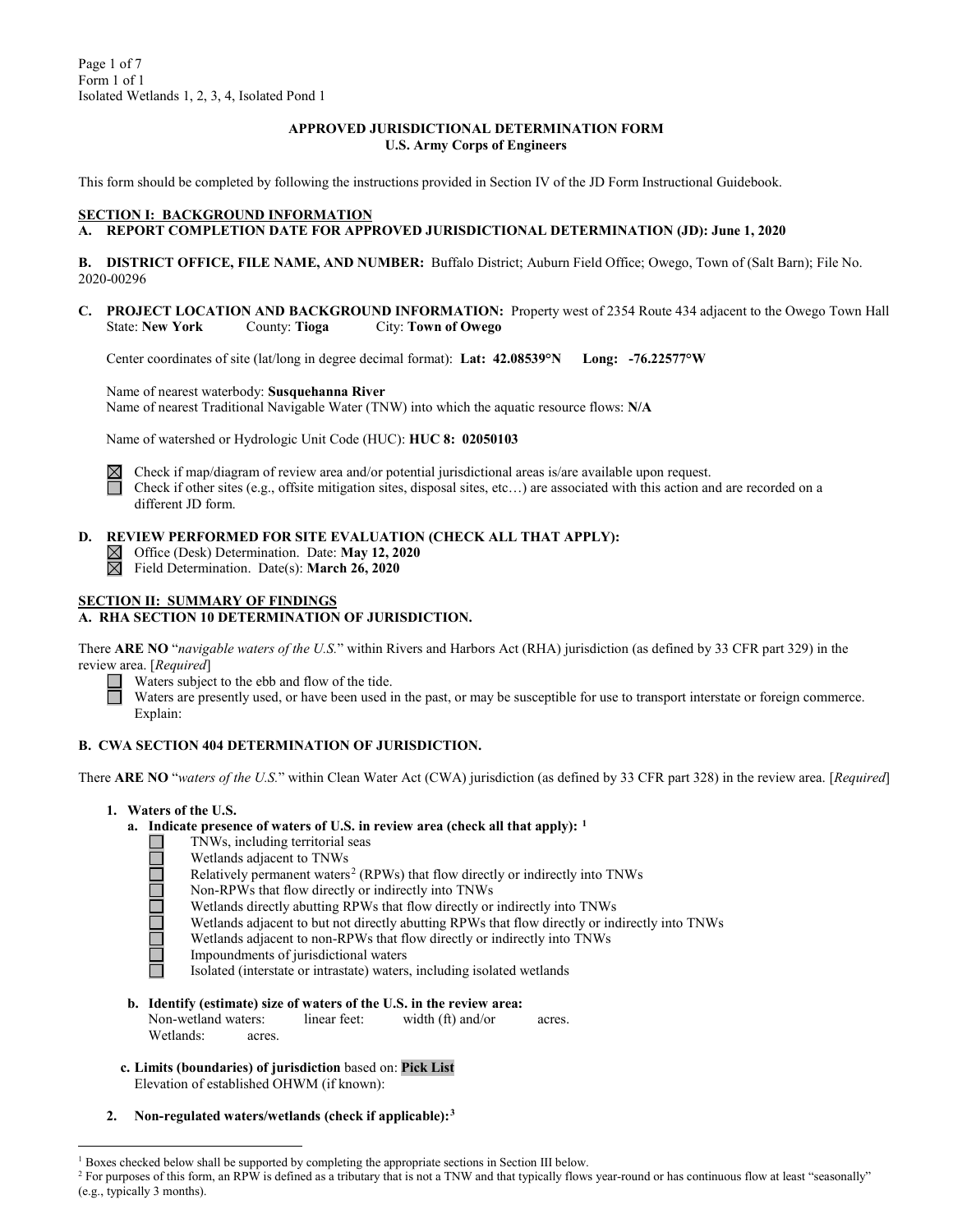Form 1 of 1
Isolated Wetlands 1, 2, 3, 4, Isolated Pond 1

**APPROVED JURISDICTIONAL DETERMINATION FORM**
**U.S. Army Corps of Engineers**

This form should be completed by following the instructions provided in Section IV of the JD Form Instructional Guidebook.

**SECTION I: BACKGROUND INFORMATION**

**A. REPORT COMPLETION DATE FOR APPROVED JURISDICTIONAL DETERMINATION (JD): June 1, 2020**

**B. DISTRICT OFFICE, FILE NAME, AND NUMBER:** Buffalo District; Auburn Field Office; Owego, Town of (Salt Barn); File No. 2020-00296

**C. PROJECT LOCATION AND BACKGROUND INFORMATION:** Property west of 2354 Route 434 adjacent to the Owego Town Hall
State: **New York** County: **Tioga** City: **Town of Owego**

Center coordinates of site (lat/long in degree decimal format): **Lat: 42.08539°N Long: -76.22577°W**

Name of nearest waterbody: **Susquehanna River**
Name of nearest Traditional Navigable Water (TNW) into which the aquatic resource flows: **N/A**

Name of watershed or Hydrologic Unit Code (HUC): **HUC 8: 02050103**

☒ Check if map/diagram of review area and/or potential jurisdictional areas is/are available upon request.
☐ Check if other sites (e.g., offsite mitigation sites, disposal sites, etc…) are associated with this action and are recorded on a different JD form.

**D. REVIEW PERFORMED FOR SITE EVALUATION (CHECK ALL THAT APPLY):**

☒ Office (Desk) Determination. Date: **May 12, 2020**
☒ Field Determination. Date(s): **March 26, 2020**

**SECTION II: SUMMARY OF FINDINGS**

**A. RHA SECTION 10 DETERMINATION OF JURISDICTION.**

There **ARE NO** "*navigable waters of the U.S.*" within Rivers and Harbors Act (RHA) jurisdiction (as defined by 33 CFR part 329) in the review area. [*Required*]

☐ Waters subject to the ebb and flow of the tide.
☐ Waters are presently used, or have been used in the past, or may be susceptible for use to transport interstate or foreign commerce. Explain:

**B. CWA SECTION 404 DETERMINATION OF JURISDICTION.**

There **ARE NO** "*waters of the U.S.*" within Clean Water Act (CWA) jurisdiction (as defined by 33 CFR part 328) in the review area. [*Required*]

**1. Waters of the U.S.**

**a. Indicate presence of waters of U.S. in review area (check all that apply):** [1]

☐ TNWs, including territorial seas
☐ Wetlands adjacent to TNWs
☐ Relatively permanent waters[2] (RPWs) that flow directly or indirectly into TNWs
☐ Non-RPWs that flow directly or indirectly into TNWs
☐ Wetlands directly abutting RPWs that flow directly or indirectly into TNWs
☐ Wetlands adjacent to but not directly abutting RPWs that flow directly or indirectly into TNWs
☐ Wetlands adjacent to non-RPWs that flow directly or indirectly into TNWs
☐ Impoundments of jurisdictional waters
☐ Isolated (interstate or intrastate) waters, including isolated wetlands

**b. Identify (estimate) size of waters of the U.S. in the review area:**
Non-wetland waters: linear feet: width (ft) and/or acres.
Wetlands: acres.

**c. Limits (boundaries) of jurisdiction** based on: **Pick List**
Elevation of established OHWM (if known):

**2. Non-regulated waters/wetlands (check if applicable):**[3]

---

[1] Boxes checked below shall be supported by completing the appropriate sections in Section III below.

[2] For purposes of this form, an RPW is defined as a tributary that is not a TNW and that typically flows year-round or has continuous flow at least "seasonally" (e.g., typically 3 months).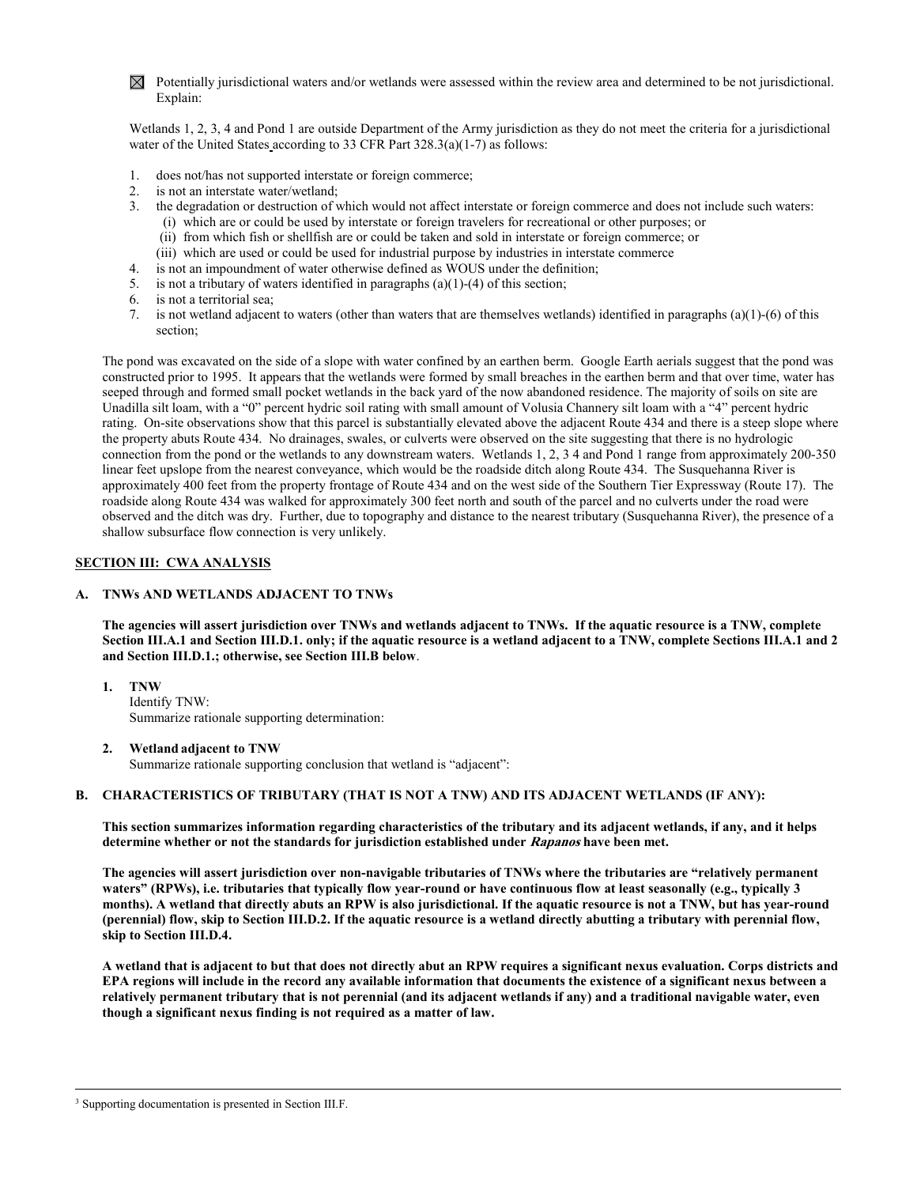☒ Potentially jurisdictional waters and/or wetlands were assessed within the review area and determined to be not jurisdictional. Explain:

Wetlands 1, 2, 3, 4 and Pond 1 are outside Department of the Army jurisdiction as they do not meet the criteria for a jurisdictional water of the United States according to 33 CFR Part 328.3(a)(1-7) as follows:

1. does not/has not supported interstate or foreign commerce;
2. is not an interstate water/wetland;
3. the degradation or destruction of which would not affect interstate or foreign commerce and does not include such waters:
   (i) which are or could be used by interstate or foreign travelers for recreational or other purposes; or
   (ii) from which fish or shellfish are or could be taken and sold in interstate or foreign commerce; or
   (iii) which are used or could be used for industrial purpose by industries in interstate commerce
4. is not an impoundment of water otherwise defined as WOUS under the definition;
5. is not a tributary of waters identified in paragraphs (a)(1)-(4) of this section;
6. is not a territorial sea;
7. is not wetland adjacent to waters (other than waters that are themselves wetlands) identified in paragraphs (a)(1)-(6) of this section;

The pond was excavated on the side of a slope with water confined by an earthen berm. Google Earth aerials suggest that the pond was constructed prior to 1995. It appears that the wetlands were formed by small breaches in the earthen berm and that over time, water has seeped through and formed small pocket wetlands in the back yard of the now abandoned residence. The majority of soils on site are Unadilla silt loam, with a "0" percent hydric soil rating with small amount of Volusia Channery silt loam with a "4" percent hydric rating. On-site observations show that this parcel is substantially elevated above the adjacent Route 434 and there is a steep slope where the property abuts Route 434. No drainages, swales, or culverts were observed on the site suggesting that there is no hydrologic connection from the pond or the wetlands to any downstream waters. Wetlands 1, 2, 3 4 and Pond 1 range from approximately 200-350 linear feet upslope from the nearest conveyance, which would be the roadside ditch along Route 434. The Susquehanna River is approximately 400 feet from the property frontage of Route 434 and on the west side of the Southern Tier Expressway (Route 17). The roadside along Route 434 was walked for approximately 300 feet north and south of the parcel and no culverts under the road were observed and the ditch was dry. Further, due to topography and distance to the nearest tributary (Susquehanna River), the presence of a shallow subsurface flow connection is very unlikely.

## SECTION III: CWA ANALYSIS

### A. TNWs AND WETLANDS ADJACENT TO TNWs

**The agencies will assert jurisdiction over TNWs and wetlands adjacent to TNWs. If the aquatic resource is a TNW, complete Section III.A.1 and Section III.D.1. only; if the aquatic resource is a wetland adjacent to a TNW, complete Sections III.A.1 and 2 and Section III.D.1.; otherwise, see Section III.B below**.

**1. TNW**
Identify TNW:
Summarize rationale supporting determination:

**2. Wetland adjacent to TNW**
Summarize rationale supporting conclusion that wetland is "adjacent":

### B. CHARACTERISTICS OF TRIBUTARY (THAT IS NOT A TNW) AND ITS ADJACENT WETLANDS (IF ANY):

**This section summarizes information regarding characteristics of the tributary and its adjacent wetlands, if any, and it helps determine whether or not the standards for jurisdiction established under *Rapanos* have been met.**

**The agencies will assert jurisdiction over non-navigable tributaries of TNWs where the tributaries are "relatively permanent waters" (RPWs), i.e. tributaries that typically flow year-round or have continuous flow at least seasonally (e.g., typically 3 months). A wetland that directly abuts an RPW is also jurisdictional. If the aquatic resource is not a TNW, but has year-round (perennial) flow, skip to Section III.D.2. If the aquatic resource is a wetland directly abutting a tributary with perennial flow, skip to Section III.D.4.**

**A wetland that is adjacent to but that does not directly abut an RPW requires a significant nexus evaluation. Corps districts and EPA regions will include in the record any available information that documents the existence of a significant nexus between a relatively permanent tributary that is not perennial (and its adjacent wetlands if any) and a traditional navigable water, even though a significant nexus finding is not required as a matter of law.**

---

[3] Supporting documentation is presented in Section III.F.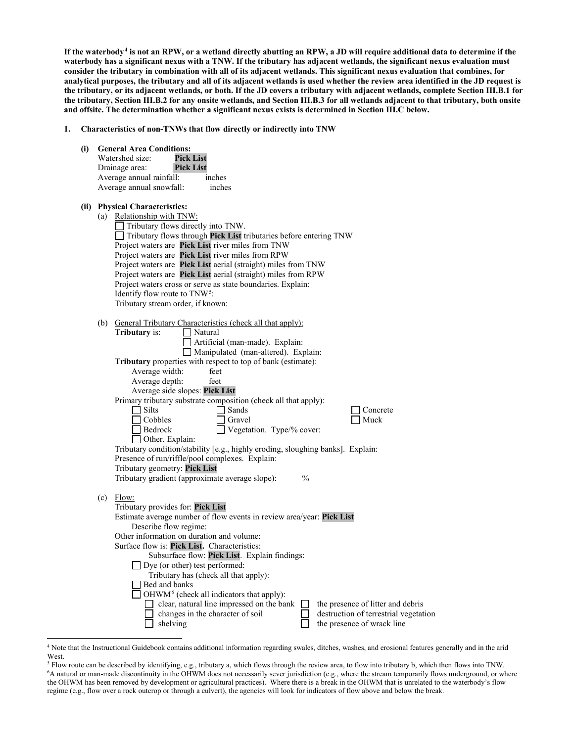**If the waterbody[4] is not an RPW, or a wetland directly abutting an RPW, a JD will require additional data to determine if the waterbody has a significant nexus with a TNW. If the tributary has adjacent wetlands, the significant nexus evaluation must consider the tributary in combination with all of its adjacent wetlands. This significant nexus evaluation that combines, for analytical purposes, the tributary and all of its adjacent wetlands is used whether the review area identified in the JD request is the tributary, or its adjacent wetlands, or both. If the JD covers a tributary with adjacent wetlands, complete Section III.B.1 for the tributary, Section III.B.2 for any onsite wetlands, and Section III.B.3 for all wetlands adjacent to that tributary, both onsite and offsite. The determination whether a significant nexus exists is determined in Section III.C below.**

**1. Characteristics of non-TNWs that flow directly or indirectly into TNW**

**(i) General Area Conditions:**

Watershed size: **Pick List**
Drainage area: **Pick List**
Average annual rainfall: inches
Average annual snowfall: inches

**(ii) Physical Characteristics:**

(a) Relationship with TNW:

☐ Tributary flows directly into TNW.
☐ Tributary flows through **Pick List** tributaries before entering TNW

Project waters are **Pick List** river miles from TNW
Project waters are **Pick List** river miles from RPW
Project waters are **Pick List** aerial (straight) miles from TNW
Project waters are **Pick List** aerial (straight) miles from RPW
Project waters cross or serve as state boundaries. Explain:
Identify flow route to TNW[5]:
Tributary stream order, if known:

(b) General Tributary Characteristics (check all that apply):

**Tributary** is: ☐ Natural
☐ Artificial (man-made). Explain:
☐ Manipulated (man-altered). Explain:

**Tributary** properties with respect to top of bank (estimate):
Average width: feet
Average depth: feet
Average side slopes: **Pick List**

Primary tributary substrate composition (check all that apply):

☐ Silts ☐ Sands ☐ Concrete
☐ Cobbles ☐ Gravel ☐ Muck
☐ Bedrock ☐ Vegetation. Type/% cover:
☐ Other. Explain:

Tributary condition/stability [e.g., highly eroding, sloughing banks]. Explain:
Presence of run/riffle/pool complexes. Explain:
Tributary geometry: **Pick List**
Tributary gradient (approximate average slope): %

(c) Flow:

Tributary provides for: **Pick List**
Estimate average number of flow events in review area/year: **Pick List**
Describe flow regime:
Other information on duration and volume:
Surface flow is: **Pick List.** Characteristics:
Subsurface flow: **Pick List**. Explain findings:
☐ Dye (or other) test performed:

Tributary has (check all that apply):
☐ Bed and banks
☐ OHWM[6] (check all indicators that apply):
☐ clear, natural line impressed on the bank ☐ the presence of litter and debris
☐ changes in the character of soil ☐ destruction of terrestrial vegetation
☐ shelving ☐ the presence of wrack line

---

[4] Note that the Instructional Guidebook contains additional information regarding swales, ditches, washes, and erosional features generally and in the arid West.

[5] Flow route can be described by identifying, e.g., tributary a, which flows through the review area, to flow into tributary b, which then flows into TNW.

[6] A natural or man-made discontinuity in the OHWM does not necessarily sever jurisdiction (e.g., where the stream temporarily flows underground, or where the OHWM has been removed by development or agricultural practices). Where there is a break in the OHWM that is unrelated to the waterbody's flow regime (e.g., flow over a rock outcrop or through a culvert), the agencies will look for indicators of flow above and below the break.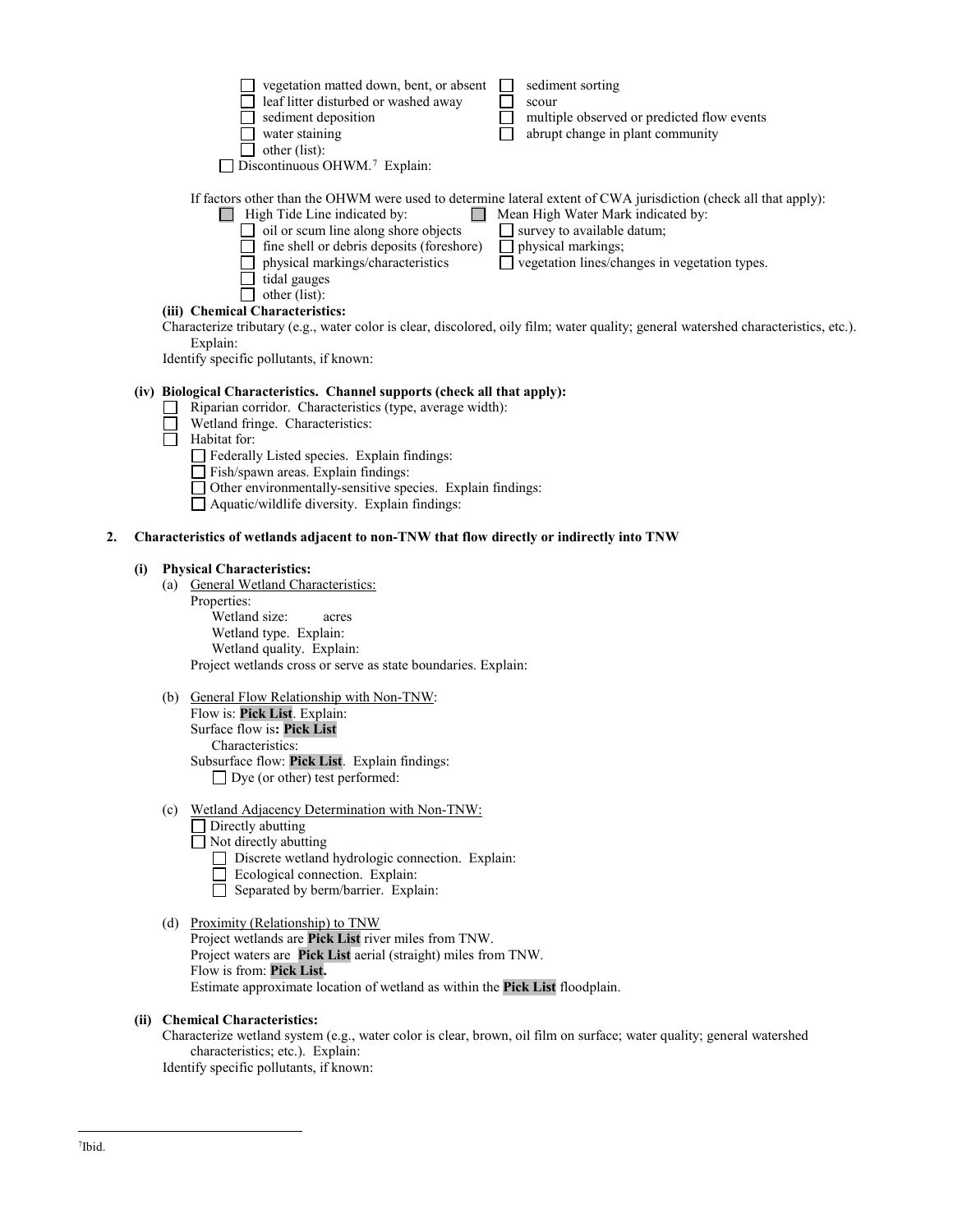- ☐ vegetation matted down, bent, or absent
- ☐ leaf litter disturbed or washed away
- ☐ sediment deposition
- ☐ water staining
- ☐ other (list):
- ☐ sediment sorting
- ☐ scour
- ☐ multiple observed or predicted flow events
- ☐ abrupt change in plant community

☐ Discontinuous OHWM.[7] Explain:

If factors other than the OHWM were used to determine lateral extent of CWA jurisdiction (check all that apply):

☐ High Tide Line indicated by:
- ☐ oil or scum line along shore objects
- ☐ fine shell or debris deposits (foreshore)
- ☐ physical markings/characteristics
- ☐ tidal gauges
- ☐ other (list):

☐ Mean High Water Mark indicated by:
- ☐ survey to available datum;
- ☐ physical markings;
- ☐ vegetation lines/changes in vegetation types.

**(iii) Chemical Characteristics:**

Characterize tributary (e.g., water color is clear, discolored, oily film; water quality; general watershed characteristics, etc.). Explain:

Identify specific pollutants, if known:

**(iv) Biological Characteristics. Channel supports (check all that apply):**

- ☐ Riparian corridor. Characteristics (type, average width):
- ☐ Wetland fringe. Characteristics:
- ☐ Habitat for:
  - ☐ Federally Listed species. Explain findings:
  - ☐ Fish/spawn areas. Explain findings:
  - ☐ Other environmentally-sensitive species. Explain findings:
  - ☐ Aquatic/wildlife diversity. Explain findings:

**2. Characteristics of wetlands adjacent to non-TNW that flow directly or indirectly into TNW**

**(i) Physical Characteristics:**

(a) General Wetland Characteristics:

Properties:

Wetland size: acres

Wetland type. Explain:

Wetland quality. Explain:

Project wetlands cross or serve as state boundaries. Explain:

(b) General Flow Relationship with Non-TNW:

Flow is: **Pick List**. Explain:

Surface flow is: **Pick List**

Characteristics:

Subsurface flow: **Pick List**. Explain findings:

☐ Dye (or other) test performed:

(c) Wetland Adjacency Determination with Non-TNW:

- ☐ Directly abutting
- ☐ Not directly abutting
  - ☐ Discrete wetland hydrologic connection. Explain:
  - ☐ Ecological connection. Explain:
  - ☐ Separated by berm/barrier. Explain:

(d) Proximity (Relationship) to TNW

Project wetlands are **Pick List** river miles from TNW.

Project waters are **Pick List** aerial (straight) miles from TNW.

Flow is from: **Pick List.**

Estimate approximate location of wetland as within the **Pick List** floodplain.

**(ii) Chemical Characteristics:**

Characterize wetland system (e.g., water color is clear, brown, oil film on surface; water quality; general watershed characteristics; etc.). Explain:

Identify specific pollutants, if known:

---

[7] Ibid.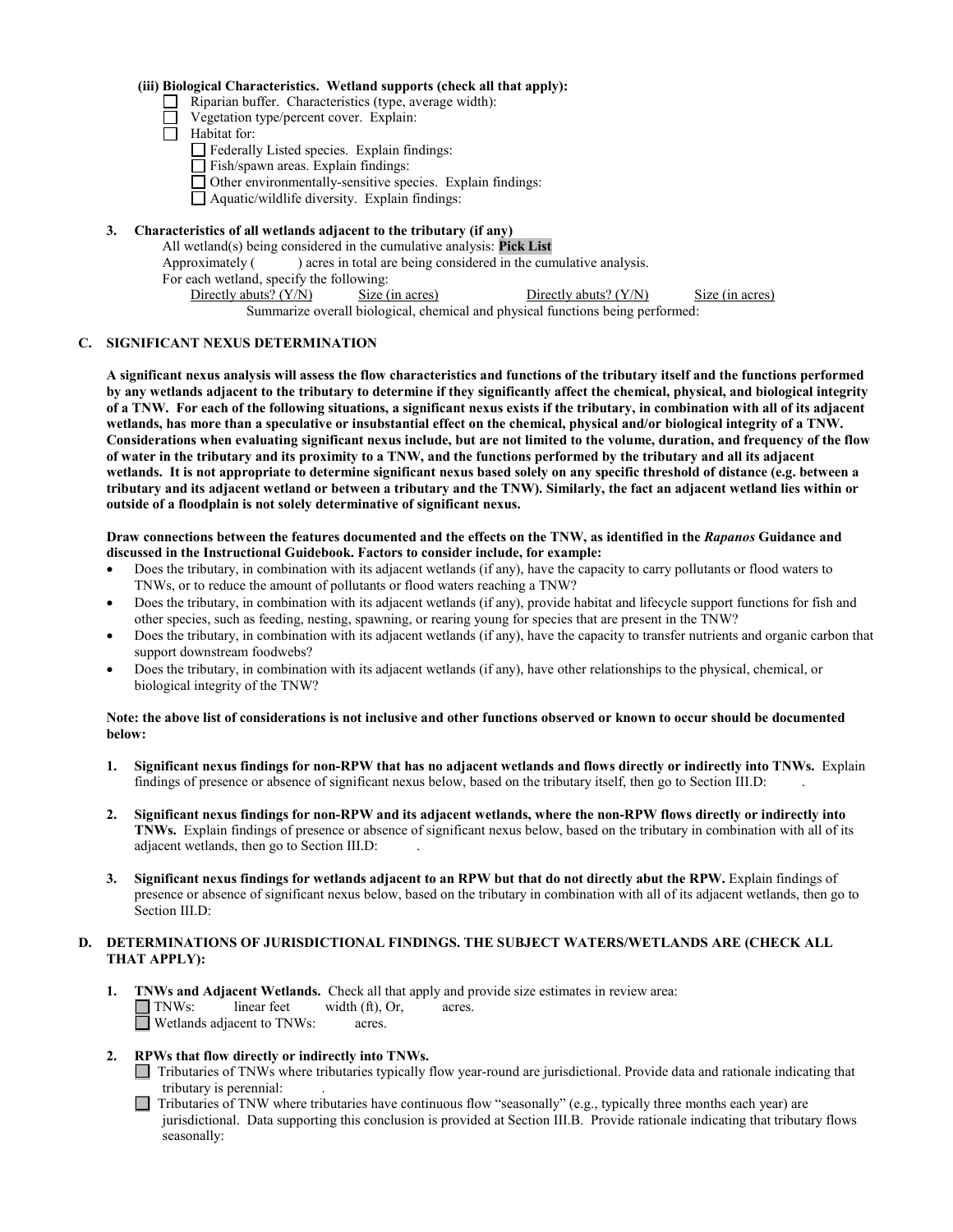**(iii) Biological Characteristics. Wetland supports (check all that apply):**

- ☐ Riparian buffer. Characteristics (type, average width):
- ☐ Vegetation type/percent cover. Explain:
- ☐ Habitat for:
  - ☐ Federally Listed species. Explain findings:
  - ☐ Fish/spawn areas. Explain findings:
  - ☐ Other environmentally-sensitive species. Explain findings:
  - ☐ Aquatic/wildlife diversity. Explain findings:

**3. Characteristics of all wetlands adjacent to the tributary (if any)**

All wetland(s) being considered in the cumulative analysis: **Pick List**

Approximately ( ) acres in total are being considered in the cumulative analysis.

For each wetland, specify the following:

| Directly abuts? (Y/N) | Size (in acres) | Directly abuts? (Y/N) | Size (in acres) |
|---|---|---|---|

Summarize overall biological, chemical and physical functions being performed:

## C. SIGNIFICANT NEXUS DETERMINATION

**A significant nexus analysis will assess the flow characteristics and functions of the tributary itself and the functions performed by any wetlands adjacent to the tributary to determine if they significantly affect the chemical, physical, and biological integrity of a TNW. For each of the following situations, a significant nexus exists if the tributary, in combination with all of its adjacent wetlands, has more than a speculative or insubstantial effect on the chemical, physical and/or biological integrity of a TNW. Considerations when evaluating significant nexus include, but are not limited to the volume, duration, and frequency of the flow of water in the tributary and its proximity to a TNW, and the functions performed by the tributary and all its adjacent wetlands. It is not appropriate to determine significant nexus based solely on any specific threshold of distance (e.g. between a tributary and its adjacent wetland or between a tributary and the TNW). Similarly, the fact an adjacent wetland lies within or outside of a floodplain is not solely determinative of significant nexus.**

**Draw connections between the features documented and the effects on the TNW, as identified in the *Rapanos* Guidance and discussed in the Instructional Guidebook. Factors to consider include, for example:**

- Does the tributary, in combination with its adjacent wetlands (if any), have the capacity to carry pollutants or flood waters to TNWs, or to reduce the amount of pollutants or flood waters reaching a TNW?
- Does the tributary, in combination with its adjacent wetlands (if any), provide habitat and lifecycle support functions for fish and other species, such as feeding, nesting, spawning, or rearing young for species that are present in the TNW?
- Does the tributary, in combination with its adjacent wetlands (if any), have the capacity to transfer nutrients and organic carbon that support downstream foodwebs?
- Does the tributary, in combination with its adjacent wetlands (if any), have other relationships to the physical, chemical, or biological integrity of the TNW?

**Note: the above list of considerations is not inclusive and other functions observed or known to occur should be documented below:**

1. **Significant nexus findings for non-RPW that has no adjacent wetlands and flows directly or indirectly into TNWs.** Explain findings of presence or absence of significant nexus below, based on the tributary itself, then go to Section III.D: .

2. **Significant nexus findings for non-RPW and its adjacent wetlands, where the non-RPW flows directly or indirectly into TNWs.** Explain findings of presence or absence of significant nexus below, based on the tributary in combination with all of its adjacent wetlands, then go to Section III.D: .

3. **Significant nexus findings for wetlands adjacent to an RPW but that do not directly abut the RPW.** Explain findings of presence or absence of significant nexus below, based on the tributary in combination with all of its adjacent wetlands, then go to Section III.D:

## D. DETERMINATIONS OF JURISDICTIONAL FINDINGS. THE SUBJECT WATERS/WETLANDS ARE (CHECK ALL THAT APPLY):

**1. TNWs and Adjacent Wetlands.** Check all that apply and provide size estimates in review area:

- ☐ TNWs: linear feet width (ft), Or, acres.
- ☐ Wetlands adjacent to TNWs: acres.

**2. RPWs that flow directly or indirectly into TNWs.**

- ☐ Tributaries of TNWs where tributaries typically flow year-round are jurisdictional. Provide data and rationale indicating that tributary is perennial: .
- ☐ Tributaries of TNW where tributaries have continuous flow "seasonally" (e.g., typically three months each year) are jurisdictional. Data supporting this conclusion is provided at Section III.B. Provide rationale indicating that tributary flows seasonally: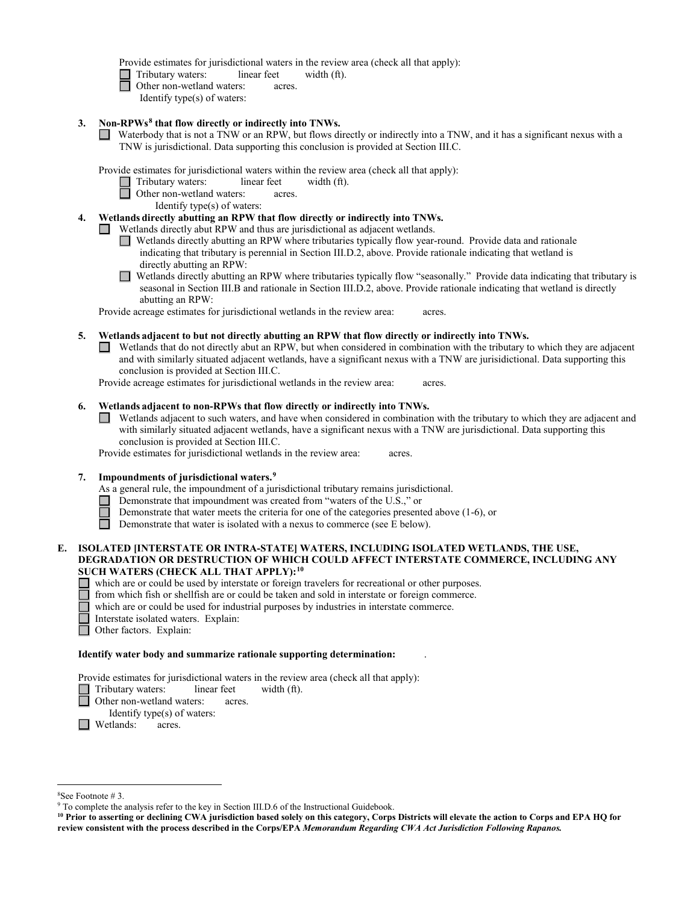Provide estimates for jurisdictional waters in the review area (check all that apply):

- ☐ Tributary waters: linear feet width (ft).
- ☐ Other non-wetland waters: acres.
  - Identify type(s) of waters:

**3. Non-RPWs[8] that flow directly or indirectly into TNWs.**

☐ Waterbody that is not a TNW or an RPW, but flows directly or indirectly into a TNW, and it has a significant nexus with a TNW is jurisdictional. Data supporting this conclusion is provided at Section III.C.

Provide estimates for jurisdictional waters within the review area (check all that apply):

- ☐ Tributary waters: linear feet width (ft).
- ☐ Other non-wetland waters: acres.
  - Identify type(s) of waters:

**4. Wetlands directly abutting an RPW that flow directly or indirectly into TNWs.**

☐ Wetlands directly abut RPW and thus are jurisdictional as adjacent wetlands.

- ☐ Wetlands directly abutting an RPW where tributaries typically flow year-round. Provide data and rationale indicating that tributary is perennial in Section III.D.2, above. Provide rationale indicating that wetland is directly abutting an RPW:
- ☐ Wetlands directly abutting an RPW where tributaries typically flow "seasonally." Provide data indicating that tributary is seasonal in Section III.B and rationale in Section III.D.2, above. Provide rationale indicating that wetland is directly abutting an RPW:

Provide acreage estimates for jurisdictional wetlands in the review area: acres.

**5. Wetlands adjacent to but not directly abutting an RPW that flow directly or indirectly into TNWs.**

☐ Wetlands that do not directly abut an RPW, but when considered in combination with the tributary to which they are adjacent and with similarly situated adjacent wetlands, have a significant nexus with a TNW are jurisidictional. Data supporting this conclusion is provided at Section III.C.

Provide acreage estimates for jurisdictional wetlands in the review area: acres.

**6. Wetlands adjacent to non-RPWs that flow directly or indirectly into TNWs.**

☐ Wetlands adjacent to such waters, and have when considered in combination with the tributary to which they are adjacent and with similarly situated adjacent wetlands, have a significant nexus with a TNW are jurisdictional. Data supporting this conclusion is provided at Section III.C.

Provide estimates for jurisdictional wetlands in the review area: acres.

**7. Impoundments of jurisdictional waters.[9]**

As a general rule, the impoundment of a jurisdictional tributary remains jurisdictional.

- ☐ Demonstrate that impoundment was created from "waters of the U.S.," or
- ☐ Demonstrate that water meets the criteria for one of the categories presented above (1-6), or
- ☐ Demonstrate that water is isolated with a nexus to commerce (see E below).

**E. ISOLATED [INTERSTATE OR INTRA-STATE] WATERS, INCLUDING ISOLATED WETLANDS, THE USE, DEGRADATION OR DESTRUCTION OF WHICH COULD AFFECT INTERSTATE COMMERCE, INCLUDING ANY SUCH WATERS (CHECK ALL THAT APPLY):[10]**

- ☐ which are or could be used by interstate or foreign travelers for recreational or other purposes.
- ☐ from which fish or shellfish are or could be taken and sold in interstate or foreign commerce.
- ☐ which are or could be used for industrial purposes by industries in interstate commerce.
- ☐ Interstate isolated waters. Explain:
- ☐ Other factors. Explain:

**Identify water body and summarize rationale supporting determination:** .

Provide estimates for jurisdictional waters in the review area (check all that apply):

- ☐ Tributary waters: linear feet width (ft).
- ☐ Other non-wetland waters: acres.
  - Identify type(s) of waters:
- ☐ Wetlands: acres.

---

[8] See Footnote # 3.

[9] To complete the analysis refer to the key in Section III.D.6 of the Instructional Guidebook.

**[10] Prior to asserting or declining CWA jurisdiction based solely on this category, Corps Districts will elevate the action to Corps and EPA HQ for review consistent with the process described in the Corps/EPA *Memorandum Regarding CWA Act Jurisdiction Following Rapanos.***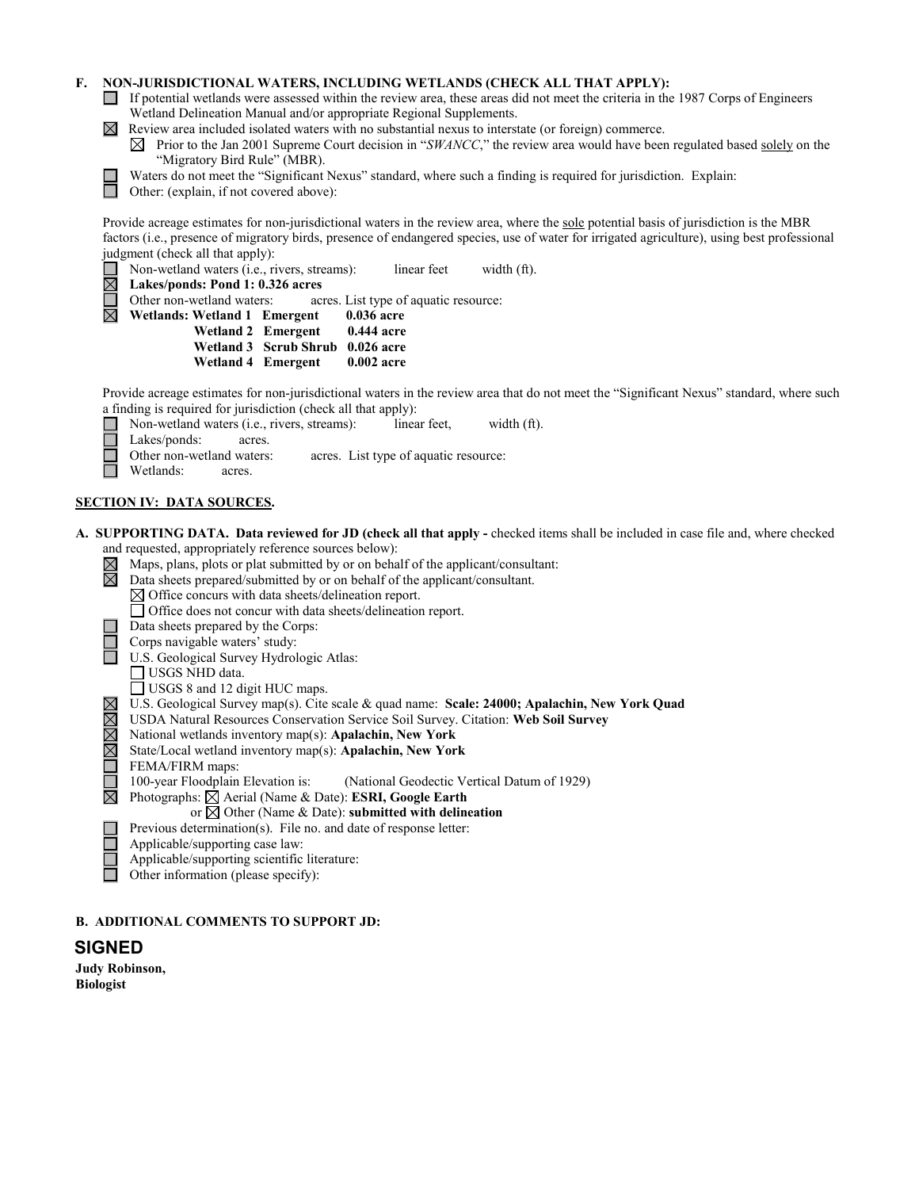**F. NON-JURISDICTIONAL WATERS, INCLUDING WETLANDS (CHECK ALL THAT APPLY):**

- ☐ If potential wetlands were assessed within the review area, these areas did not meet the criteria in the 1987 Corps of Engineers Wetland Delineation Manual and/or appropriate Regional Supplements.
- ☒ Review area included isolated waters with no substantial nexus to interstate (or foreign) commerce.
  - ☒ Prior to the Jan 2001 Supreme Court decision in "*SWANCC*," the review area would have been regulated based solely on the "Migratory Bird Rule" (MBR).
- ☐ Waters do not meet the "Significant Nexus" standard, where such a finding is required for jurisdiction. Explain:
- ☐ Other: (explain, if not covered above):

Provide acreage estimates for non-jurisdictional waters in the review area, where the sole potential basis of jurisdiction is the MBR factors (i.e., presence of migratory birds, presence of endangered species, use of water for irrigated agriculture), using best professional judgment (check all that apply):

- ☐ Non-wetland waters (i.e., rivers, streams): linear feet width (ft).
- ☒ **Lakes/ponds: Pond 1: 0.326 acres**
- ☐ Other non-wetland waters: acres. List type of aquatic resource:
- ☒ **Wetlands:**

| | | |
|---|---|---|
| **Wetland 1** | **Emergent** | **0.036 acre** |
| **Wetland 2** | **Emergent** | **0.444 acre** |
| **Wetland 3** | **Scrub Shrub** | **0.026 acre** |
| **Wetland 4** | **Emergent** | **0.002 acre** |

Provide acreage estimates for non-jurisdictional waters in the review area that do not meet the "Significant Nexus" standard, where such a finding is required for jurisdiction (check all that apply):

- ☐ Non-wetland waters (i.e., rivers, streams): linear feet, width (ft).
- ☐ Lakes/ponds: acres.
- ☐ Other non-wetland waters: acres. List type of aquatic resource:
- ☐ Wetlands: acres.

## SECTION IV: DATA SOURCES.

**A. SUPPORTING DATA. Data reviewed for JD (check all that apply -** checked items shall be included in case file and, where checked and requested, appropriately reference sources below):

- ☒ Maps, plans, plots or plat submitted by or on behalf of the applicant/consultant:
- ☒ Data sheets prepared/submitted by or on behalf of the applicant/consultant.
  - ☒ Office concurs with data sheets/delineation report.
  - ☐ Office does not concur with data sheets/delineation report.
- ☐ Data sheets prepared by the Corps:
- ☐ Corps navigable waters' study:
- ☐ U.S. Geological Survey Hydrologic Atlas:
  - ☐ USGS NHD data.
  - ☐ USGS 8 and 12 digit HUC maps.
- ☒ U.S. Geological Survey map(s). Cite scale & quad name: **Scale: 24000; Apalachin, New York Quad**
- ☒ USDA Natural Resources Conservation Service Soil Survey. Citation: **Web Soil Survey**
- ☒ National wetlands inventory map(s): **Apalachin, New York**
- ☒ State/Local wetland inventory map(s): **Apalachin, New York**
- ☐ FEMA/FIRM maps:
- ☐ 100-year Floodplain Elevation is: (National Geodectic Vertical Datum of 1929)
- ☒ Photographs: ☒ Aerial (Name & Date): **ESRI, Google Earth**
  or ☒ Other (Name & Date): **submitted with delineation**
- ☐ Previous determination(s). File no. and date of response letter:
- ☐ Applicable/supporting case law:
- ☐ Applicable/supporting scientific literature:
- ☐ Other information (please specify):

**B. ADDITIONAL COMMENTS TO SUPPORT JD:**

**SIGNED**

**Judy Robinson,**
**Biologist**